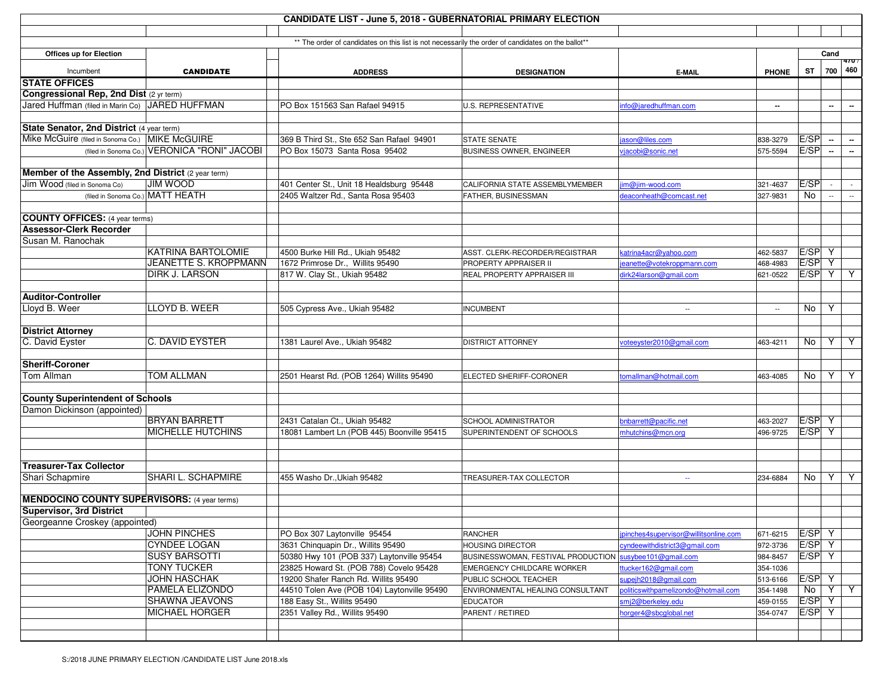# CANDIDATE LIST - June 5, 2018 - GUBERNATORIAL PRIMARY ELECTION

** The order of candidates on this list is not necessarily the order of candidates on the ballot**

| Offices up for Election / Incumbent | CANDIDATE | ADDRESS | DESIGNATION | E-MAIL | PHONE | ST | Cand 700 | 470 / 460 |
|---|---|---|---|---|---|---|---|---|
| **STATE OFFICES** | | | | | | | | |
| **Congressional Rep, 2nd Dist** (2 yr term) | | | | | | | | |
| Jared Huffman (filed in Marin Co) | JARED HUFFMAN | PO Box 151563 San Rafael 94915 | U.S. REPRESENTATIVE | info@jaredhuffman.com | -- | | -- | -- |
| **State Senator, 2nd District** (4 year term) | | | | | | | | |
| Mike McGuire (filed in Sonoma Co.) | MIKE McGUIRE | 369 B Third St., Ste 652 San Rafael 94901 | STATE SENATE | jason@liles.com | 838-3279 | E/SP | -- | -- |
| (filed in Sonoma Co.) | VERONICA "RONI" JACOBI | PO Box 15073 Santa Rosa 95402 | BUSINESS OWNER, ENGINEER | vjacobi@sonic.net | 575-5594 | E/SP | -- | -- |
| **Member of the Assembly, 2nd District** (2 year term) | | | | | | | | |
| Jim Wood (filed in Sonoma Co) | JIM WOOD | 401 Center St., Unit 18 Healdsburg 95448 | CALIFORNIA STATE ASSEMBLYMEMBER | jim@jim-wood.com | 321-4637 | E/SP | - | - |
| (filed in Sonoma Co.) | MATT HEATH | 2405 Waltzer Rd., Santa Rosa 95403 | FATHER, BUSINESSMAN | deaconheath@comcast.net | 327-9831 | No | -- | -- |
| **COUNTY OFFICES:** (4 year terms) | | | | | | | | |
| **Assessor-Clerk Recorder** | | | | | | | | |
| Susan M. Ranochak | | | | | | | | |
| | KATRINA BARTOLOMIE | 4500 Burke Hill Rd., Ukiah 95482 | ASST. CLERK-RECORDER/REGISTRAR | katrina4acr@yahoo.com | 462-5837 | E/SP | Y | |
| | JEANETTE S. KROPPMANN | 1672 Primrose Dr., Willits 95490 | PROPERTY APPRAISER II | jeanette@votekroppmann.com | 468-4983 | E/SP | Y | |
| | DIRK J. LARSON | 817 W. Clay St., Ukiah 95482 | REAL PROPERTY APPRAISER III | dirk24larson@gmail.com | 621-0522 | E/SP | Y | Y |
| **Auditor-Controller** | | | | | | | | |
| Lloyd B. Weer | LLOYD B. WEER | 505 Cypress Ave., Ukiah 95482 | INCUMBENT | -- | -- | No | Y | |
| **District Attorney** | | | | | | | | |
| C. David Eyster | C. DAVID EYSTER | 1381 Laurel Ave., Ukiah 95482 | DISTRICT ATTORNEY | voteeyster2010@gmail.com | 463-4211 | No | Y | Y |
| **Sheriff-Coroner** | | | | | | | | |
| Tom Allman | TOM ALLMAN | 2501 Hearst Rd. (POB 1264) Willits 95490 | ELECTED SHERIFF-CORONER | tomallman@hotmail.com | 463-4085 | No | Y | Y |
| **County Superintendent of Schools** | | | | | | | | |
| Damon Dickinson (appointed) | | | | | | | | |
| | BRYAN BARRETT | 2431 Catalan Ct., Ukiah 95482 | SCHOOL ADMINISTRATOR | bnbarrett@pacific.net | 463-2027 | E/SP | Y | |
| | MICHELLE HUTCHINS | 18081 Lambert Ln (POB 445) Boonville 95415 | SUPERINTENDENT OF SCHOOLS | mhutchins@mcn.org | 496-9725 | E/SP | Y | |
| **Treasurer-Tax Collector** | | | | | | | | |
| Shari Schapmire | SHARI L. SCHAPMIRE | 455 Washo Dr.,Ukiah 95482 | TREASURER-TAX COLLECTOR | -- | 234-6884 | No | Y | Y |
| **MENDOCINO COUNTY SUPERVISORS:** (4 year terms) | | | | | | | | |
| **Supervisor, 3rd District** | | | | | | | | |
| Georgeanne Croskey (appointed) | | | | | | | | |
| | JOHN PINCHES | PO Box 307 Laytonville 95454 | RANCHER | jpinches4supervisor@willitsonline.com | 671-6215 | E/SP | Y | |
| | CYNDEE LOGAN | 3631 Chinquapin Dr., Willits 95490 | HOUSING DIRECTOR | cyndeewithdistrict3@gmail.com | 972-3736 | E/SP | Y | |
| | SUSY BARSOTTI | 50380 Hwy 101 (POB 337) Laytonville 95454 | BUSINESSWOMAN, FESTIVAL PRODUCTION | susybee101@gmail.com | 984-8457 | E/SP | Y | |
| | TONY TUCKER | 23825 Howard St. (POB 788) Covelo 95428 | EMERGENCY CHILDCARE WORKER | ttucker162@gmail.com | 354-1036 | | | |
| | JOHN HASCHAK | 19200 Shafer Ranch Rd. Willits 95490 | PUBLIC SCHOOL TEACHER | supejh2018@gmail.com | 513-6166 | E/SP | Y | |
| | PAMELA ELIZONDO | 44510 Tolen Ave (POB 104) Laytonville 95454 | ENVIRONMENTAL HEALING CONSULTANT | politicswithpamelizondo@hotmail.com | 354-1498 | No | Y | Y |
| | SHAWNA JEAVONS | 188 Easy St., Willits 95490 | EDUCATOR | smj2@berkeley.edu | 459-0155 | E/SP | Y | |
| | MICHAEL HORGER | 2351 Valley Rd., Willits 95490 | PARENT / RETIRED | horger4@sbcglobal.net | 354-0747 | E/SP | Y | |

S:/2018 JUNE PRIMARY ELECTION /CANDIDATE LIST June 2018.xls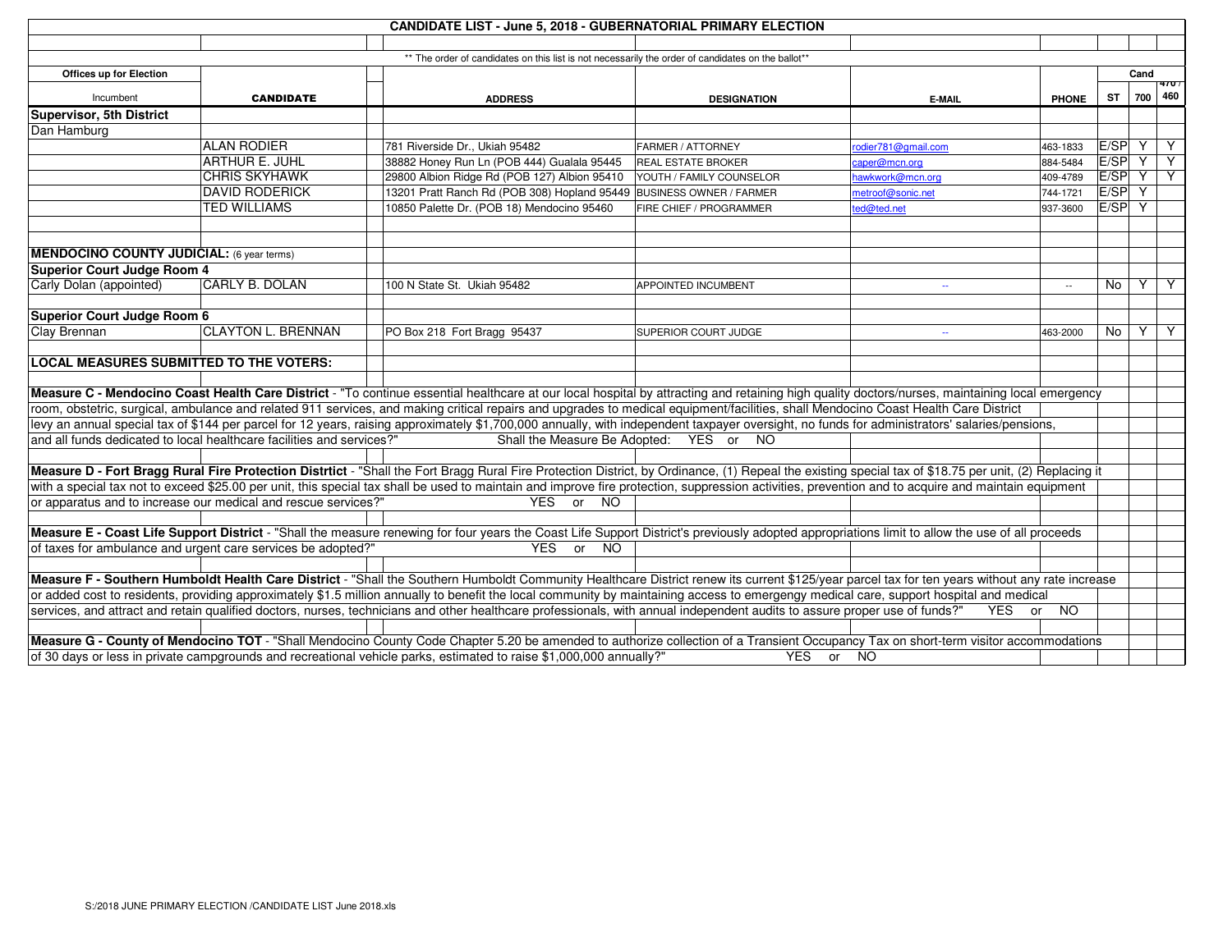**CANDIDATE LIST - June 5, 2018 - GUBERNATORIAL PRIMARY ELECTION**

** The order of candidates on this list is not necessarily the order of candidates on the ballot**

| Offices up for Election / Incumbent | CANDIDATE | ADDRESS | DESIGNATION | E-MAIL | PHONE | ST | Cand 700 | 470 / 460 |
|---|---|---|---|---|---|---|---|---|
| **Supervisor, 5th District** | | | | | | | | |
| Dan Hamburg | | | | | | | | |
| | ALAN RODIER | 781 Riverside Dr., Ukiah 95482 | FARMER / ATTORNEY | rodier781@gmail.com | 463-1833 | E/SP | Y | Y |
| | ARTHUR E. JUHL | 38882 Honey Run Ln (POB 444) Gualala 95445 | REAL ESTATE BROKER | caper@mcn.org | 884-5484 | E/SP | Y | Y |
| | CHRIS SKYHAWK | 29800 Albion Ridge Rd (POB 127) Albion 95410 | YOUTH / FAMILY COUNSELOR | hawkwork@mcn.org | 409-4789 | E/SP | Y | Y |
| | DAVID RODERICK | 13201 Pratt Ranch Rd (POB 308) Hopland 95449 | BUSINESS OWNER / FARMER | metroof@sonic.net | 744-1721 | E/SP | Y | |
| | TED WILLIAMS | 10850 Palette Dr. (POB 18) Mendocino 95460 | FIRE CHIEF / PROGRAMMER | ted@ted.net | 937-3600 | E/SP | Y | |
| **MENDOCINO COUNTY JUDICIAL:** (6 year terms) | | | | | | | | |
| **Superior Court Judge Room 4** | | | | | | | | |
| Carly Dolan (appointed) | CARLY B. DOLAN | 100 N State St. Ukiah 95482 | APPOINTED INCUMBENT | -- | -- | No | Y | Y |
| **Superior Court Judge Room 6** | | | | | | | | |
| Clay Brennan | CLAYTON L. BRENNAN | PO Box 218 Fort Bragg 95437 | SUPERIOR COURT JUDGE | -- | 463-2000 | No | Y | Y |

**LOCAL MEASURES SUBMITTED TO THE VOTERS:**

**Measure C - Mendocino Coast Health Care District** - "To continue essential healthcare at our local hospital by attracting and retaining high quality doctors/nurses, maintaining local emergency room, obstetric, surgical, ambulance and related 911 services, and making critical repairs and upgrades to medical equipment/facilities, shall Mendocino Coast Health Care District levy an annual special tax of $144 per parcel for 12 years, raising approximately $1,700,000 annually, with independent taxpayer oversight, no funds for administrators' salaries/pensions, and all funds dedicated to local healthcare facilities and services?" Shall the Measure Be Adopted: YES or NO

**Measure D - Fort Bragg Rural Fire Protection Distrtict** - "Shall the Fort Bragg Rural Fire Protection District, by Ordinance, (1) Repeal the existing special tax of $18.75 per unit, (2) Replacing it with a special tax not to exceed $25.00 per unit, this special tax shall be used to maintain and improve fire protection, suppression activities, prevention and to acquire and maintain equipment or apparatus and to increase our medical and rescue services?" YES or NO

**Measure E - Coast Life Support District** - "Shall the measure renewing for four years the Coast Life Support District's previously adopted appropriations limit to allow the use of all proceeds of taxes for ambulance and urgent care services be adopted?" YES or NO

**Measure F - Southern Humboldt Health Care District** - "Shall the Southern Humboldt Community Healthcare District renew its current $125/year parcel tax for ten years without any rate increase or added cost to residents, providing approximately $1.5 million annually to benefit the local community by maintaining access to emergengy medical care, support hospital and medical services, and attract and retain qualified doctors, nurses, technicians and other healthcare professionals, with annual independent audits to assure proper use of funds?" YES or NO

**Measure G - County of Mendocino TOT** - "Shall Mendocino County Code Chapter 5.20 be amended to authorize collection of a Transient Occupancy Tax on short-term visitor accommodations of 30 days or less in private campgrounds and recreational vehicle parks, estimated to raise $1,000,000 annually?" YES or NO

S:/2018 JUNE PRIMARY ELECTION /CANDIDATE LIST June 2018.xls